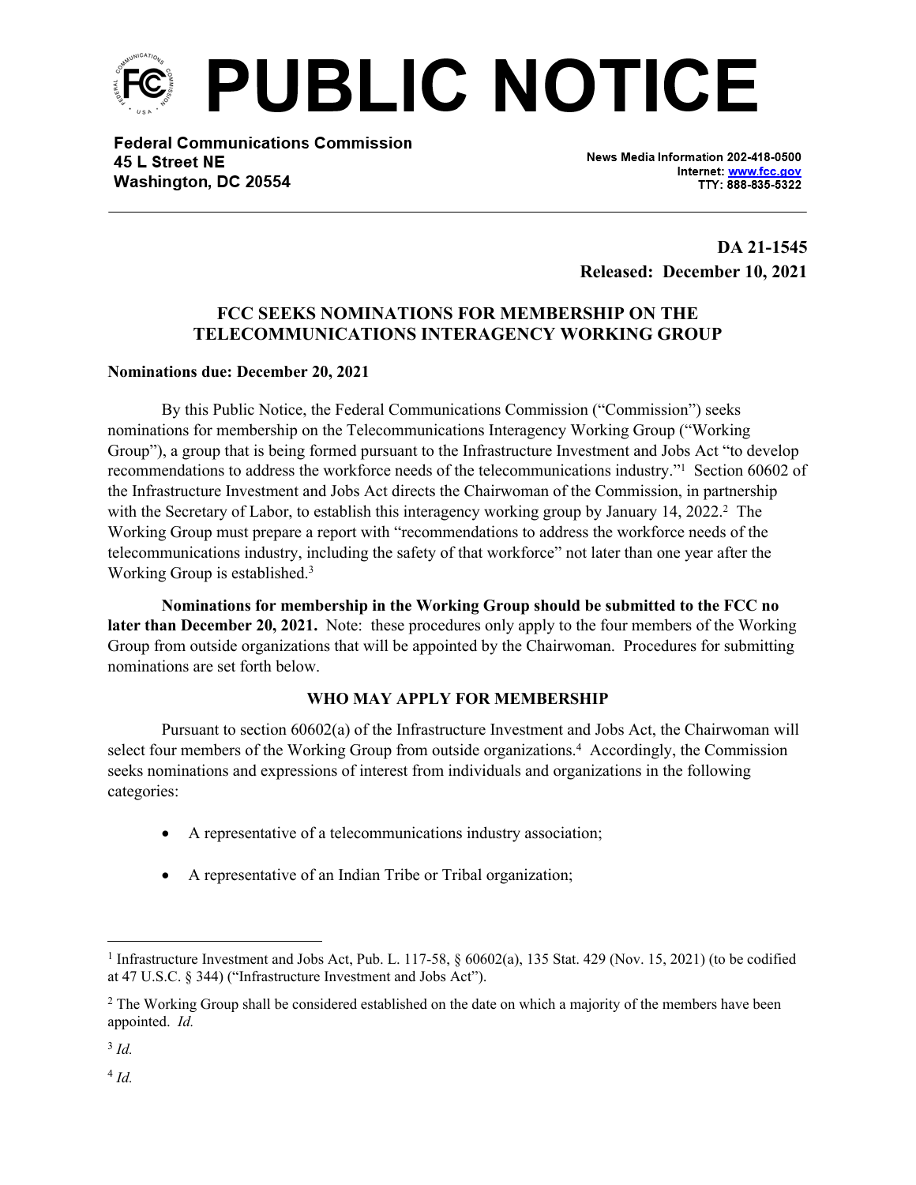# PUBLIC NOTICE

**Federal Communications Commission**
**45 L Street NE**
**Washington, DC 20554**

**News Media Information 202-418-0500**
**Internet: www.fcc.gov**
**TTY: 888-835-5322**

**DA 21-1545**
**Released: December 10, 2021**

## FCC SEEKS NOMINATIONS FOR MEMBERSHIP ON THE TELECOMMUNICATIONS INTERAGENCY WORKING GROUP

**Nominations due: December 20, 2021**

By this Public Notice, the Federal Communications Commission ("Commission") seeks nominations for membership on the Telecommunications Interagency Working Group ("Working Group"), a group that is being formed pursuant to the Infrastructure Investment and Jobs Act "to develop recommendations to address the workforce needs of the telecommunications industry."[1] Section 60602 of the Infrastructure Investment and Jobs Act directs the Chairwoman of the Commission, in partnership with the Secretary of Labor, to establish this interagency working group by January 14, 2022.[2] The Working Group must prepare a report with "recommendations to address the workforce needs of the telecommunications industry, including the safety of that workforce" not later than one year after the Working Group is established.[3]

**Nominations for membership in the Working Group should be submitted to the FCC no later than December 20, 2021.** Note: these procedures only apply to the four members of the Working Group from outside organizations that will be appointed by the Chairwoman. Procedures for submitting nominations are set forth below.

### WHO MAY APPLY FOR MEMBERSHIP

Pursuant to section 60602(a) of the Infrastructure Investment and Jobs Act, the Chairwoman will select four members of the Working Group from outside organizations.[4] Accordingly, the Commission seeks nominations and expressions of interest from individuals and organizations in the following categories:

- A representative of a telecommunications industry association;
- A representative of an Indian Tribe or Tribal organization;

---

[1] Infrastructure Investment and Jobs Act, Pub. L. 117-58, § 60602(a), 135 Stat. 429 (Nov. 15, 2021) (to be codified at 47 U.S.C. § 344) ("Infrastructure Investment and Jobs Act").

[2] The Working Group shall be considered established on the date on which a majority of the members have been appointed. *Id.*

[3] *Id.*

[4] *Id.*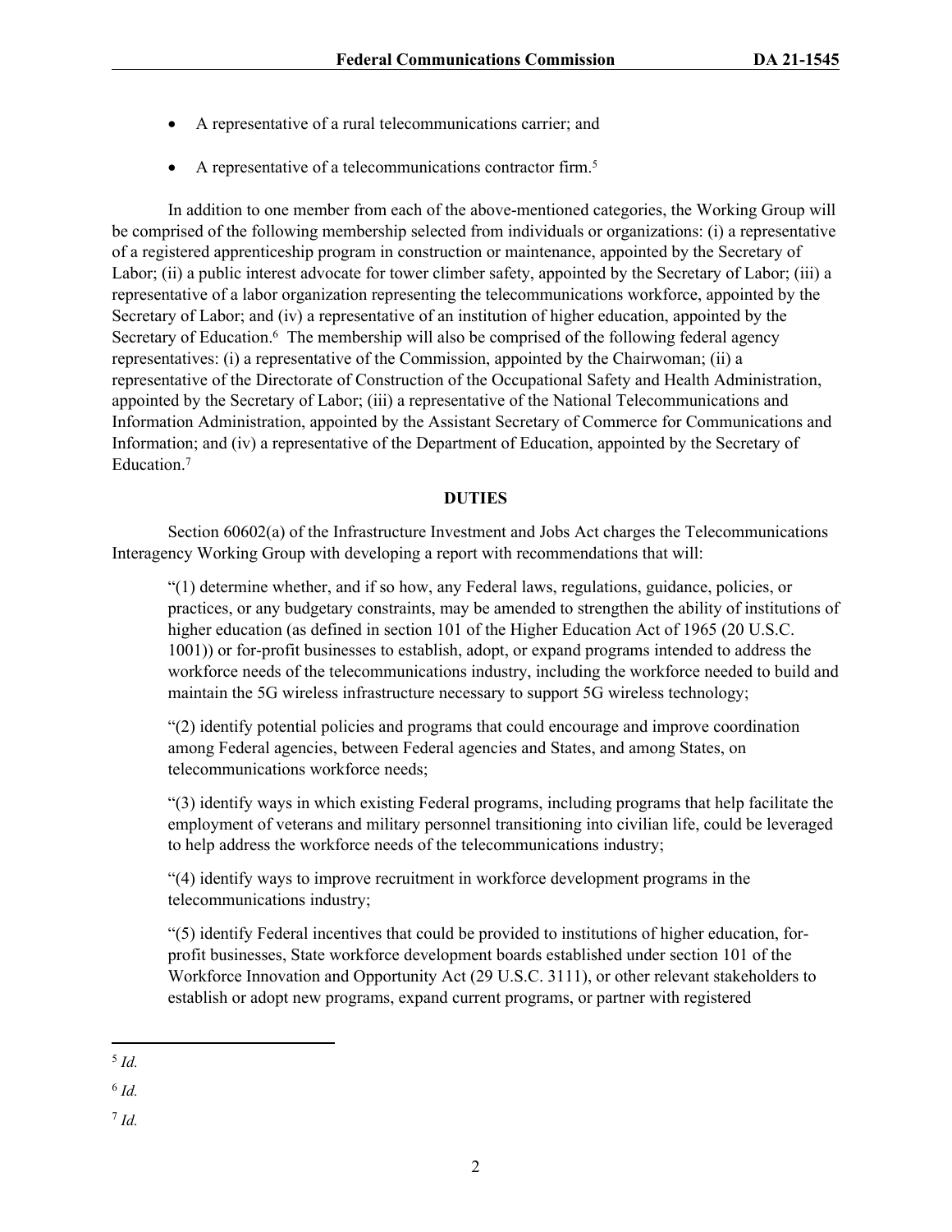- A representative of a rural telecommunications carrier; and
- A representative of a telecommunications contractor firm.[5]

In addition to one member from each of the above-mentioned categories, the Working Group will be comprised of the following membership selected from individuals or organizations: (i) a representative of a registered apprenticeship program in construction or maintenance, appointed by the Secretary of Labor; (ii) a public interest advocate for tower climber safety, appointed by the Secretary of Labor; (iii) a representative of a labor organization representing the telecommunications workforce, appointed by the Secretary of Labor; and (iv) a representative of an institution of higher education, appointed by the Secretary of Education.[6] The membership will also be comprised of the following federal agency representatives: (i) a representative of the Commission, appointed by the Chairwoman; (ii) a representative of the Directorate of Construction of the Occupational Safety and Health Administration, appointed by the Secretary of Labor; (iii) a representative of the National Telecommunications and Information Administration, appointed by the Assistant Secretary of Commerce for Communications and Information; and (iv) a representative of the Department of Education, appointed by the Secretary of Education.[7]

## DUTIES

Section 60602(a) of the Infrastructure Investment and Jobs Act charges the Telecommunications Interagency Working Group with developing a report with recommendations that will:

> "(1) determine whether, and if so how, any Federal laws, regulations, guidance, policies, or practices, or any budgetary constraints, may be amended to strengthen the ability of institutions of higher education (as defined in section 101 of the Higher Education Act of 1965 (20 U.S.C. 1001)) or for-profit businesses to establish, adopt, or expand programs intended to address the workforce needs of the telecommunications industry, including the workforce needed to build and maintain the 5G wireless infrastructure necessary to support 5G wireless technology;
>
> "(2) identify potential policies and programs that could encourage and improve coordination among Federal agencies, between Federal agencies and States, and among States, on telecommunications workforce needs;
>
> "(3) identify ways in which existing Federal programs, including programs that help facilitate the employment of veterans and military personnel transitioning into civilian life, could be leveraged to help address the workforce needs of the telecommunications industry;
>
> "(4) identify ways to improve recruitment in workforce development programs in the telecommunications industry;
>
> "(5) identify Federal incentives that could be provided to institutions of higher education, for-profit businesses, State workforce development boards established under section 101 of the Workforce Innovation and Opportunity Act (29 U.S.C. 3111), or other relevant stakeholders to establish or adopt new programs, expand current programs, or partner with registered

---

[5] *Id.*

[6] *Id.*

[7] *Id.*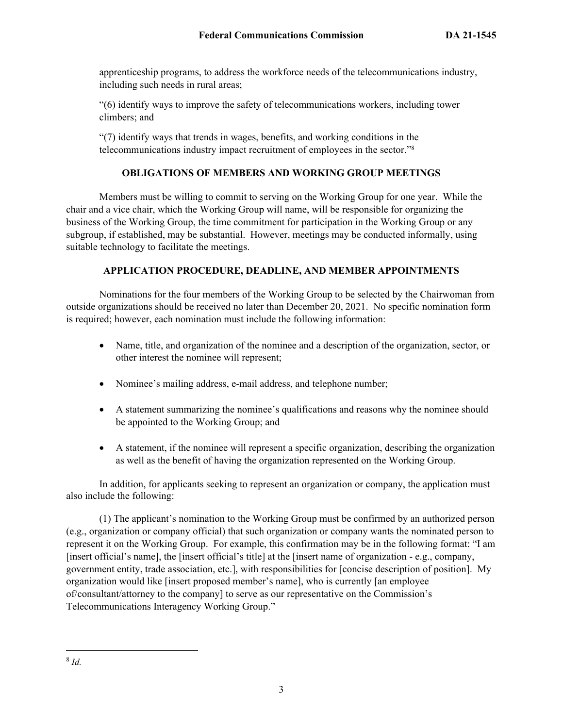apprenticeship programs, to address the workforce needs of the telecommunications industry, including such needs in rural areas;

"(6) identify ways to improve the safety of telecommunications workers, including tower climbers; and

"(7) identify ways that trends in wages, benefits, and working conditions in the telecommunications industry impact recruitment of employees in the sector."[8]

## OBLIGATIONS OF MEMBERS AND WORKING GROUP MEETINGS

Members must be willing to commit to serving on the Working Group for one year. While the chair and a vice chair, which the Working Group will name, will be responsible for organizing the business of the Working Group, the time commitment for participation in the Working Group or any subgroup, if established, may be substantial. However, meetings may be conducted informally, using suitable technology to facilitate the meetings.

## APPLICATION PROCEDURE, DEADLINE, AND MEMBER APPOINTMENTS

Nominations for the four members of the Working Group to be selected by the Chairwoman from outside organizations should be received no later than December 20, 2021. No specific nomination form is required; however, each nomination must include the following information:

- Name, title, and organization of the nominee and a description of the organization, sector, or other interest the nominee will represent;
- Nominee's mailing address, e-mail address, and telephone number;
- A statement summarizing the nominee's qualifications and reasons why the nominee should be appointed to the Working Group; and
- A statement, if the nominee will represent a specific organization, describing the organization as well as the benefit of having the organization represented on the Working Group.

In addition, for applicants seeking to represent an organization or company, the application must also include the following:

(1) The applicant's nomination to the Working Group must be confirmed by an authorized person (e.g., organization or company official) that such organization or company wants the nominated person to represent it on the Working Group. For example, this confirmation may be in the following format: "I am [insert official's name], the [insert official's title] at the [insert name of organization - e.g., company, government entity, trade association, etc.], with responsibilities for [concise description of position]. My organization would like [insert proposed member's name], who is currently [an employee of/consultant/attorney to the company] to serve as our representative on the Commission's Telecommunications Interagency Working Group."

---

[8] *Id.*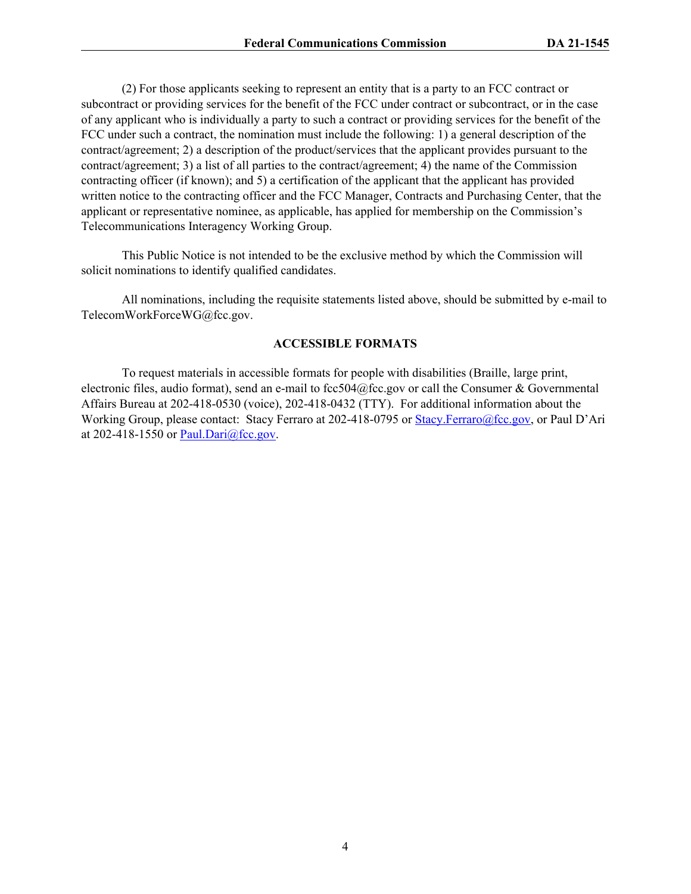(2) For those applicants seeking to represent an entity that is a party to an FCC contract or subcontract or providing services for the benefit of the FCC under contract or subcontract, or in the case of any applicant who is individually a party to such a contract or providing services for the benefit of the FCC under such a contract, the nomination must include the following: 1) a general description of the contract/agreement; 2) a description of the product/services that the applicant provides pursuant to the contract/agreement; 3) a list of all parties to the contract/agreement; 4) the name of the Commission contracting officer (if known); and 5) a certification of the applicant that the applicant has provided written notice to the contracting officer and the FCC Manager, Contracts and Purchasing Center, that the applicant or representative nominee, as applicable, has applied for membership on the Commission's Telecommunications Interagency Working Group.

This Public Notice is not intended to be the exclusive method by which the Commission will solicit nominations to identify qualified candidates.

All nominations, including the requisite statements listed above, should be submitted by e-mail to TelecomWorkForceWG@fcc.gov.

**ACCESSIBLE FORMATS**

To request materials in accessible formats for people with disabilities (Braille, large print, electronic files, audio format), send an e-mail to fcc504@fcc.gov or call the Consumer & Governmental Affairs Bureau at 202-418-0530 (voice), 202-418-0432 (TTY). For additional information about the Working Group, please contact: Stacy Ferraro at 202-418-0795 or Stacy.Ferraro@fcc.gov, or Paul D'Ari at 202-418-1550 or Paul.Dari@fcc.gov.